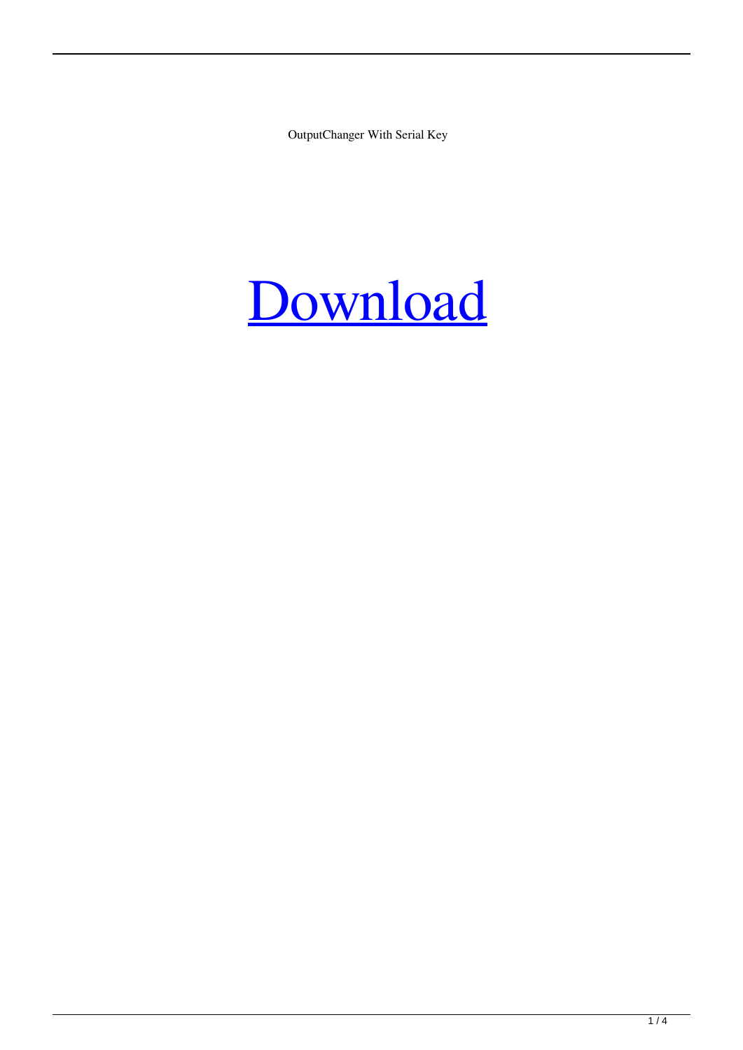OutputChanger With Serial Key

# Download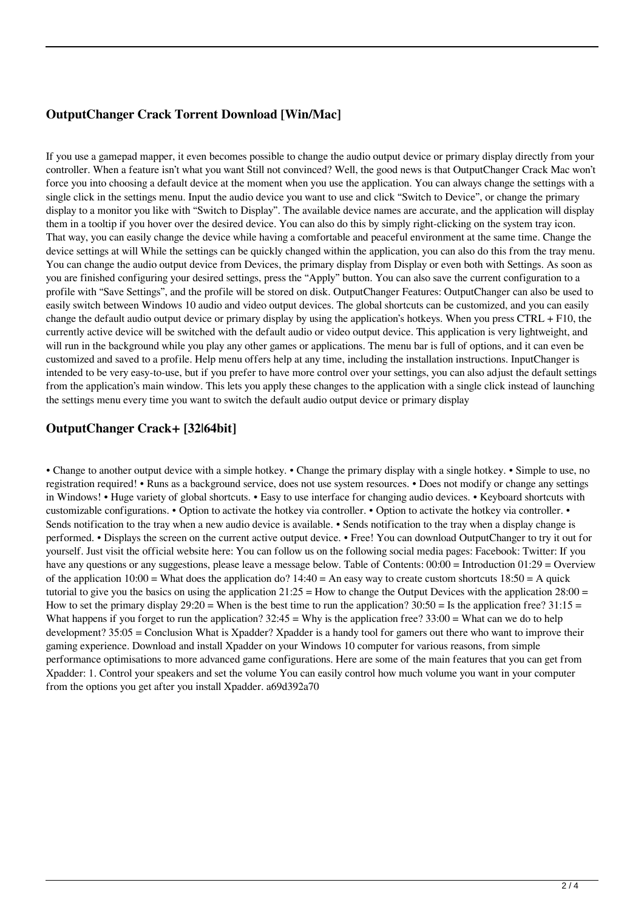## OutputChanger Crack Torrent Download [Win/Mac]

If you use a gamepad mapper, it even becomes possible to change the audio output device or primary display directly from your controller. When a feature isn't what you want Still not convinced? Well, the good news is that OutputChanger Crack Mac won't force you into choosing a default device at the moment when you use the application. You can always change the settings with a single click in the settings menu. Input the audio device you want to use and click "Switch to Device", or change the primary display to a monitor you like with "Switch to Display". The available device names are accurate, and the application will display them in a tooltip if you hover over the desired device. You can also do this by simply right-clicking on the system tray icon. That way, you can easily change the device while having a comfortable and peaceful environment at the same time. Change the device settings at will While the settings can be quickly changed within the application, you can also do this from the tray menu. You can change the audio output device from Devices, the primary display from Display or even both with Settings. As soon as you are finished configuring your desired settings, press the "Apply" button. You can also save the current configuration to a profile with "Save Settings", and the profile will be stored on disk. OutputChanger Features: OutputChanger can also be used to easily switch between Windows 10 audio and video output devices. The global shortcuts can be customized, and you can easily change the default audio output device or primary display by using the application's hotkeys. When you press CTRL + F10, the currently active device will be switched with the default audio or video output device. This application is very lightweight, and will run in the background while you play any other games or applications. The menu bar is full of options, and it can even be customized and saved to a profile. Help menu offers help at any time, including the installation instructions. InputChanger is intended to be very easy-to-use, but if you prefer to have more control over your settings, you can also adjust the default settings from the application's main window. This lets you apply these changes to the application with a single click instead of launching the settings menu every time you want to switch the default audio output device or primary display

## OutputChanger Crack+ [32|64bit]

• Change to another output device with a simple hotkey. • Change the primary display with a single hotkey. • Simple to use, no registration required! • Runs as a background service, does not use system resources. • Does not modify or change any settings in Windows! • Huge variety of global shortcuts. • Easy to use interface for changing audio devices. • Keyboard shortcuts with customizable configurations. • Option to activate the hotkey via controller. • Option to activate the hotkey via controller. • Sends notification to the tray when a new audio device is available. • Sends notification to the tray when a display change is performed. • Displays the screen on the current active output device. • Free! You can download OutputChanger to try it out for yourself. Just visit the official website here: You can follow us on the following social media pages: Facebook: Twitter: If you have any questions or any suggestions, please leave a message below. Table of Contents: 00:00 = Introduction 01:29 = Overview of the application 10:00 = What does the application do? 14:40 = An easy way to create custom shortcuts 18:50 = A quick tutorial to give you the basics on using the application 21:25 = How to change the Output Devices with the application 28:00 = How to set the primary display 29:20 = When is the best time to run the application? 30:50 = Is the application free? 31:15 = What happens if you forget to run the application? 32:45 = Why is the application free? 33:00 = What can we do to help development? 35:05 = Conclusion What is Xpadder? Xpadder is a handy tool for gamers out there who want to improve their gaming experience. Download and install Xpadder on your Windows 10 computer for various reasons, from simple performance optimisations to more advanced game configurations. Here are some of the main features that you can get from Xpadder: 1. Control your speakers and set the volume You can easily control how much volume you want in your computer from the options you get after you install Xpadder. a69d392a70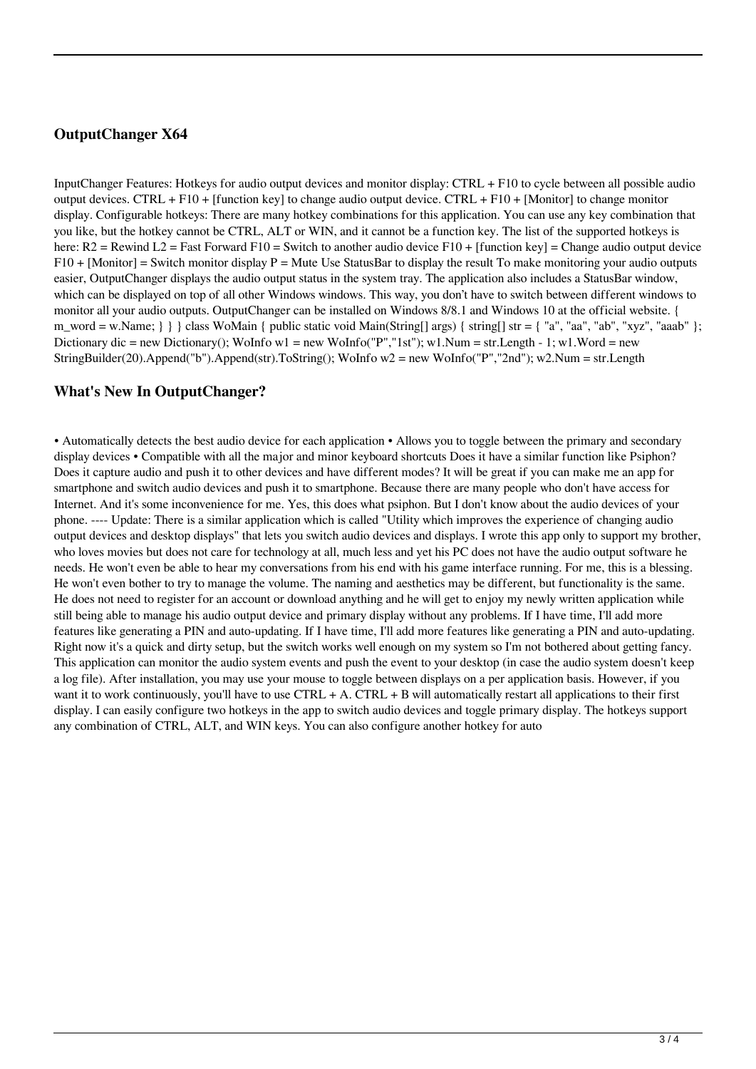## OutputChanger X64

InputChanger Features: Hotkeys for audio output devices and monitor display: CTRL + F10 to cycle between all possible audio output devices. CTRL + F10 + [function key] to change audio output device. CTRL + F10 + [Monitor] to change monitor display. Configurable hotkeys: There are many hotkey combinations for this application. You can use any key combination that you like, but the hotkey cannot be CTRL, ALT or WIN, and it cannot be a function key. The list of the supported hotkeys is here: R2 = Rewind L2 = Fast Forward F10 = Switch to another audio device F10 + [function key] = Change audio output device F10 + [Monitor] = Switch monitor display P = Mute Use StatusBar to display the result To make monitoring your audio outputs easier, OutputChanger displays the audio output status in the system tray. The application also includes a StatusBar window, which can be displayed on top of all other Windows windows. This way, you don't have to switch between different windows to monitor all your audio outputs. OutputChanger can be installed on Windows 8/8.1 and Windows 10 at the official website. { m_word = w.Name; } } } class WoMain { public static void Main(String[] args) { string[] str = { "a", "aa", "ab", "xyz", "aaab" }; Dictionary dic = new Dictionary(); WoInfo w1 = new WoInfo("P","1st"); w1.Num = str.Length - 1; w1.Word = new StringBuilder(20).Append("b").Append(str).ToString(); WoInfo w2 = new WoInfo("P","2nd"); w2.Num = str.Length

## What's New In OutputChanger?

• Automatically detects the best audio device for each application • Allows you to toggle between the primary and secondary display devices • Compatible with all the major and minor keyboard shortcuts Does it have a similar function like Psiphon? Does it capture audio and push it to other devices and have different modes? It will be great if you can make me an app for smartphone and switch audio devices and push it to smartphone. Because there are many people who don't have access for Internet. And it's some inconvenience for me. Yes, this does what psiphon. But I don't know about the audio devices of your phone. ---- Update: There is a similar application which is called "Utility which improves the experience of changing audio output devices and desktop displays" that lets you switch audio devices and displays. I wrote this app only to support my brother, who loves movies but does not care for technology at all, much less and yet his PC does not have the audio output software he needs. He won't even be able to hear my conversations from his end with his game interface running. For me, this is a blessing. He won't even bother to try to manage the volume. The naming and aesthetics may be different, but functionality is the same. He does not need to register for an account or download anything and he will get to enjoy my newly written application while still being able to manage his audio output device and primary display without any problems. If I have time, I'll add more features like generating a PIN and auto-updating. If I have time, I'll add more features like generating a PIN and auto-updating. Right now it's a quick and dirty setup, but the switch works well enough on my system so I'm not bothered about getting fancy. This application can monitor the audio system events and push the event to your desktop (in case the audio system doesn't keep a log file). After installation, you may use your mouse to toggle between displays on a per application basis. However, if you want it to work continuously, you'll have to use CTRL + A. CTRL + B will automatically restart all applications to their first display. I can easily configure two hotkeys in the app to switch audio devices and toggle primary display. The hotkeys support any combination of CTRL, ALT, and WIN keys. You can also configure another hotkey for auto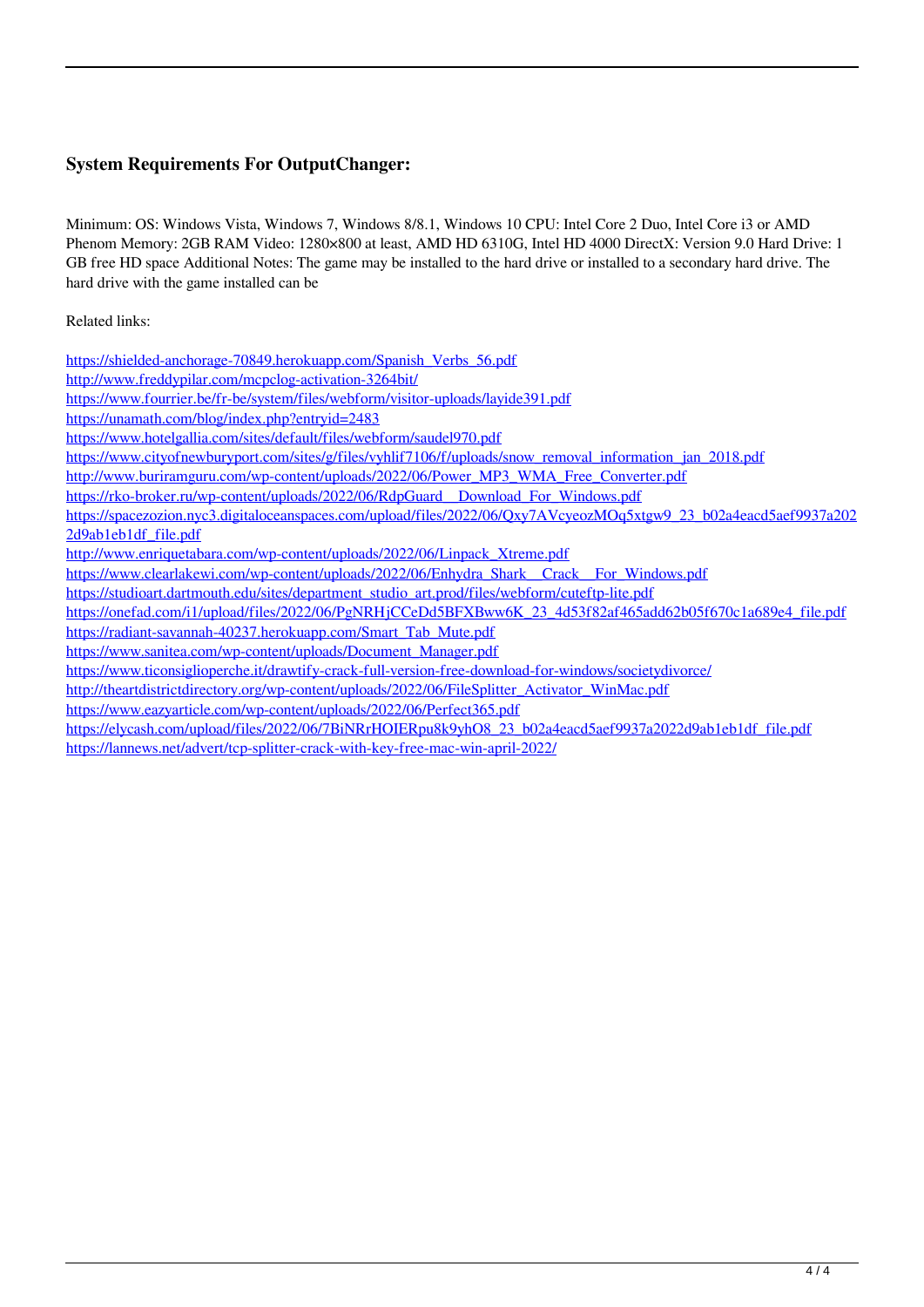### System Requirements For OutputChanger:

Minimum: OS: Windows Vista, Windows 7, Windows 8/8.1, Windows 10 CPU: Intel Core 2 Duo, Intel Core i3 or AMD Phenom Memory: 2GB RAM Video: 1280×800 at least, AMD HD 6310G, Intel HD 4000 DirectX: Version 9.0 Hard Drive: 1 GB free HD space Additional Notes: The game may be installed to the hard drive or installed to a secondary hard drive. The hard drive with the game installed can be

Related links:

https://shielded-anchorage-70849.herokuapp.com/Spanish_Verbs_56.pdf
http://www.freddypilar.com/mcpclog-activation-3264bit/
https://www.fourrier.be/fr-be/system/files/webform/visitor-uploads/layide391.pdf
https://unamath.com/blog/index.php?entryid=2483
https://www.hotelgallia.com/sites/default/files/webform/saudel970.pdf
https://www.cityofnewburyport.com/sites/g/files/vyhlif7106/f/uploads/snow_removal_information_jan_2018.pdf
http://www.buriramguru.com/wp-content/uploads/2022/06/Power_MP3_WMA_Free_Converter.pdf
https://rko-broker.ru/wp-content/uploads/2022/06/RdpGuard__Download_For_Windows.pdf
https://spacezozion.nyc3.digitaloceanspaces.com/upload/files/2022/06/Qxy7AVcyeozMOq5xtgw9_23_b02a4eacd5aef9937a2022d9ab1eb1df_file.pdf
http://www.enriquetabara.com/wp-content/uploads/2022/06/Linpack_Xtreme.pdf
https://www.clearlakewi.com/wp-content/uploads/2022/06/Enhydra_Shark__Crack__For_Windows.pdf
https://studioart.dartmouth.edu/sites/department_studio_art.prod/files/webform/cuteftp-lite.pdf
https://onefad.com/i1/upload/files/2022/06/PgNRHjCCeDd5BFXBww6K_23_4d53f82af465add62b05f670c1a689e4_file.pdf
https://radiant-savannah-40237.herokuapp.com/Smart_Tab_Mute.pdf
https://www.sanitea.com/wp-content/uploads/Document_Manager.pdf
https://www.ticonsiglioperche.it/drawtify-crack-full-version-free-download-for-windows/societydivorce/
http://theartdistrictdirectory.org/wp-content/uploads/2022/06/FileSplitter_Activator_WinMac.pdf
https://www.eazyarticle.com/wp-content/uploads/2022/06/Perfect365.pdf
https://elycash.com/upload/files/2022/06/7BiNRrHOIERpu8k9yhO8_23_b02a4eacd5aef9937a2022d9ab1eb1df_file.pdf
https://lannews.net/advert/tcp-splitter-crack-with-key-free-mac-win-april-2022/